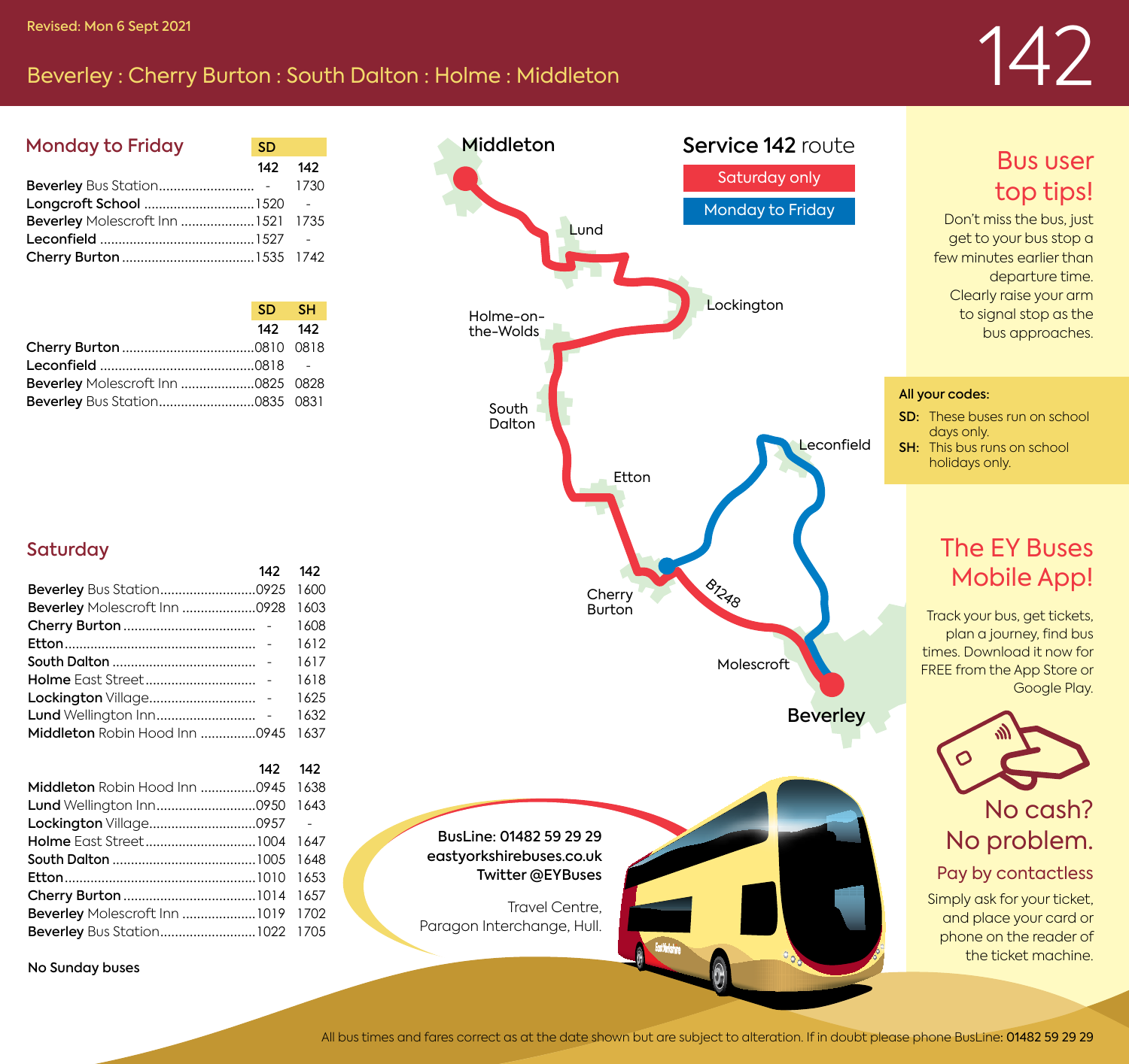Revised: Mon 6 Sept 2021

# Beverley : Cherry Burton : South Dalton : Holme : Middleton

# 142

## Monday to Friday

| | SD | |
|---|---|---|
| | 142 | 142 |
| **Beverley** Bus Station | - | 1730 |
| **Longcroft School** | 1520 | - |
| **Beverley** Molescroft Inn | 1521 | 1735 |
| **Leconfield** | 1527 | - |
| **Cherry Burton** | 1535 | 1742 |

| | SD | SH |
|---|---|---|
| | 142 | 142 |
| **Cherry Burton** | 0810 | 0818 |
| **Leconfield** | 0818 | - |
| **Beverley** Molescroft Inn | 0825 | 0828 |
| **Beverley** Bus Station | 0835 | 0831 |

## Saturday

| | 142 | 142 |
|---|---|---|
| **Beverley** Bus Station | 0925 | 1600 |
| **Beverley** Molescroft Inn | 0928 | 1603 |
| **Cherry Burton** | - | 1608 |
| **Etton** | - | 1612 |
| **South Dalton** | - | 1617 |
| **Holme** East Street | - | 1618 |
| **Lockington** Village | - | 1625 |
| **Lund** Wellington Inn | - | 1632 |
| **Middleton** Robin Hood Inn | 0945 | 1637 |

| | 142 | 142 |
|---|---|---|
| **Middleton** Robin Hood Inn | 0945 | 1638 |
| **Lund** Wellington Inn | 0950 | 1643 |
| **Lockington** Village | 0957 | - |
| **Holme** East Street | 1004 | 1647 |
| **South Dalton** | 1005 | 1648 |
| **Etton** | 1010 | 1653 |
| **Cherry Burton** | 1014 | 1657 |
| **Beverley** Molescroft Inn | 1019 | 1702 |
| **Beverley** Bus Station | 1022 | 1705 |

**No Sunday buses**

## Service 142 route

Saturday only

Monday to Friday

Middleton, Lund, Lockington, Holme-on-the-Wolds, South Dalton, Etton, Leconfield, Cherry Burton, B1248, Molescroft, Beverley

**BusLine: 01482 59 29 29**
**eastyorkshirebuses.co.uk**
**Twitter @EYBuses**

Travel Centre,
Paragon Interchange, Hull.

## Bus user top tips!

Don't miss the bus, just get to your bus stop a few minutes earlier than departure time. Clearly raise your arm to signal stop as the bus approaches.

**All your codes:**

**SD:** These buses run on school days only.
**SH:** This bus runs on school holidays only.

## The EY Buses Mobile App!

Track your bus, get tickets, plan a journey, find bus times. Download it now for FREE from the App Store or Google Play.

## No cash? No problem.

### Pay by contactless

Simply ask for your ticket, and place your card or phone on the reader of the ticket machine.

All bus times and fares correct as at the date shown but are subject to alteration. If in doubt please phone BusLine: **01482 59 29 29**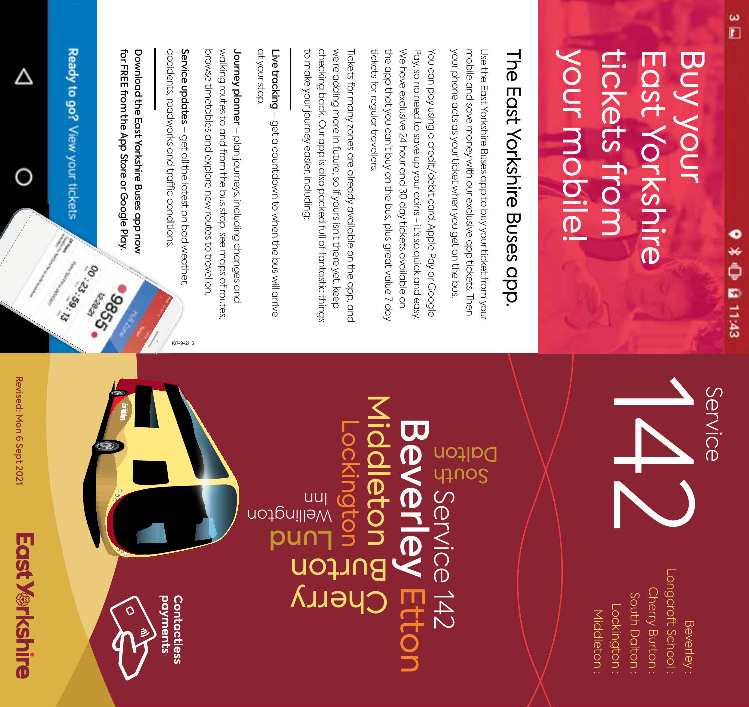# Buy your East Yorkshire tickets from your mobile!

## The East Yorkshire Buses app.

Use the East Yorkshire Buses app to buy your ticket from your mobile and save money with our exclusive app tickets. Then your phone acts as your ticket when you get on the bus.

You can pay using a credit/debit card, Apple Pay or Google Pay, so no need to save up your coins – it's so quick and easy. We have exclusive 24 hour and 30 day tickets available on the app that you can't buy on the bus, plus great value 7 day tickets for regular travellers.

Tickets for many zones are already available on the app, and we're adding more in future, so if yours isn't there yet, keep checking back. Our app is also packed full of fantastic things to make your journey easier, including:

**Live tracking** – get a countdown to when the bus will arrive at your stop.

**Journey planner** – plan journeys, including changes and walking routes to and from the bus stop, see maps of routes, browse timetables and explore new routes to travel on.

**Service updates** – get all the latest on bad weather, accidents, roadworks and traffic conditions.

**Download the East Yorkshire Buses app now for FREE from the App Store or Google Play.**

**Ready to go?** View your tickets

107-9-21 5

Service

# 142

Beverley :
Longcroft School :
Cherry Burton :
South Dalton :
Lockington :
Middleton :

Service 142

Beverley Etton South Dalton Middleton Lockington Cherry Burton Lund Wellington Inn

**Contactless payments**

Revised: Mon 6 Sept 2021

East Yorkshire